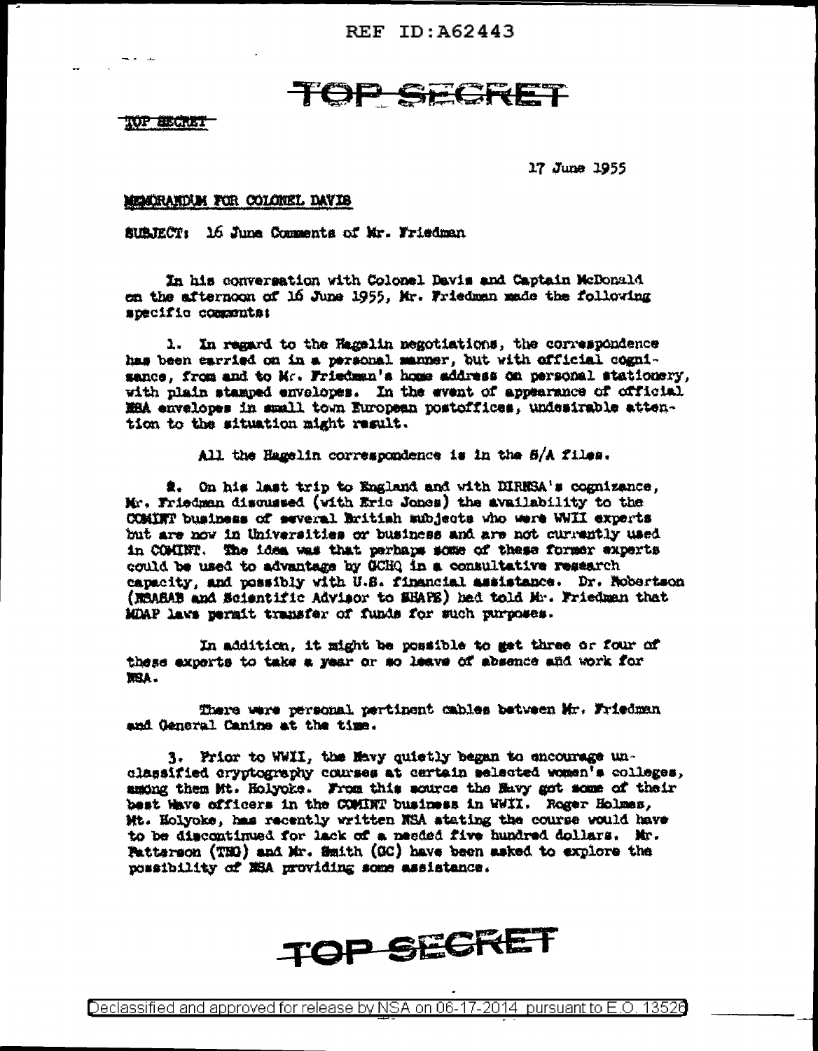REF ID:A62443

TOP SECRET

TOP SECRET

17 June 1955

MEMORANDUM FOR COLONEL DAVIS

SUBJECT: 16 June Comments of Mr. Friedman

In his conversation with Colonel Davis and Captain McDonald on the afternoon of 16 June 1955, Mr. Friedman made the following specific comments:

1. In regard to the Hagelin negotiations, the correspondence has been carried on in a personal manner, but with official cognizance, from and to Mr. Friedman's home address on personal stationery, with plain stamped envelopes. In the event of appearance of official NSA envelopes in small town European postoffices, undesirable attention to the situation might result.

All the Hagelin correspondence is in the S/A files.

2. On his last trip to England and with DIRNSA's cognizance, Mr. Friedman discussed (with Eric Jones) the availability to the COMINT business of several British subjects who were WWII experts but are now in Universities or business and are not currently used in COMINT. The idea was that perhaps some of these former experts could be used to advantage by GCHQ in a consultative research capacity, and possibly with U.S. financial assistance. Dr. Robertson (NSASAB and Scientific Advisor to SHAPE) had told Mr. Friedman that MDAP laws permit transfer of funds for such purposes.

In addition, it might be possible to get three or four of these experts to take a year or so leave of absence and work for NSA.

There were personal pertinent cables between Mr. Friedman and General Canine at the time.

3. Prior to WWII, the Navy quietly began to encourage unclassified cryptography courses at certain selected women's colleges, among them Mt. Holyoke. From this source the Navy got some of their best Wave officers in the COMINT business in WWII. Roger Holmes, Mt. Holyoke, has recently written NSA stating the course would have to be discontinued for lack of a needed five hundred dollars. Mr. Patterson (TNG) and Mr. Smith (GC) have been asked to explore the possibility of NSA providing some assistance.

TOP SECRET

Declassified and approved for release by NSA on 06-17-2014 pursuant to E.O. 13526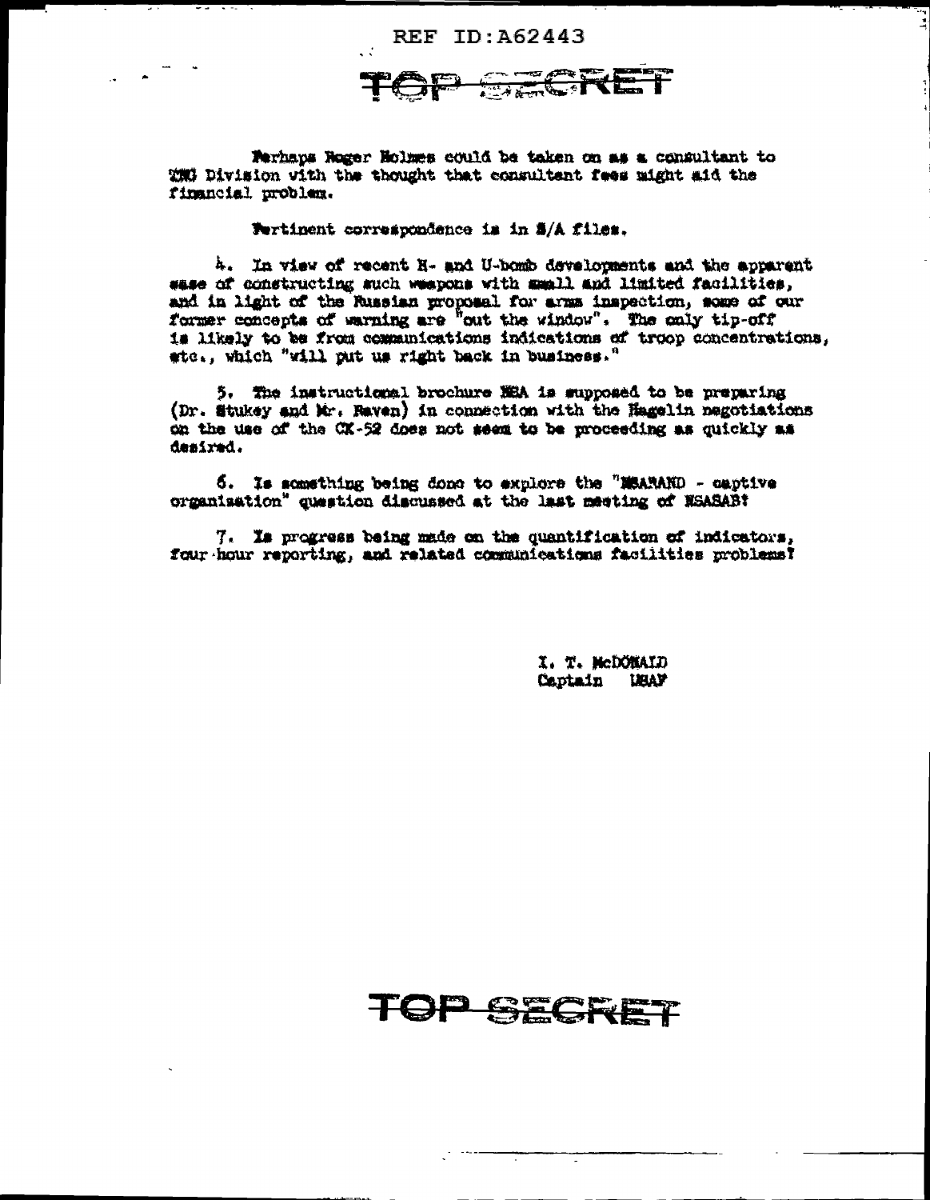REF ID:A62443

TOP SECRET

Perhaps Roger Holmes could be taken on as a consultant to TMG Division with the thought that consultant fees might aid the financial problem.

Pertinent correspondence is in S/A files.

4. In view of recent H- and U-bomb developments and the apparent ease of constructing such weapons with small and limited facilities, and in light of the Russian proposal for arms inspection, some of our former concepts of warning are "out the window". The only tip-off is likely to be from communications indications of troop concentrations, etc., which "will put us right back in business."

5. The instructional brochure NSA is supposed to be preparing (Dr. Stukey and Mr. Raven) in connection with the Hagelin negotiations on the use of the CX-52 does not seem to be proceeding as quickly as desired.

6. Is something being done to explore the "NSARAND - captive organization" question discussed at the last meeting of NSASAB?

7. Is progress being made on the quantification of indicators, four-hour reporting, and related communications facilities problems?

I. T. McDONALD
Captain USAF

TOP SECRET